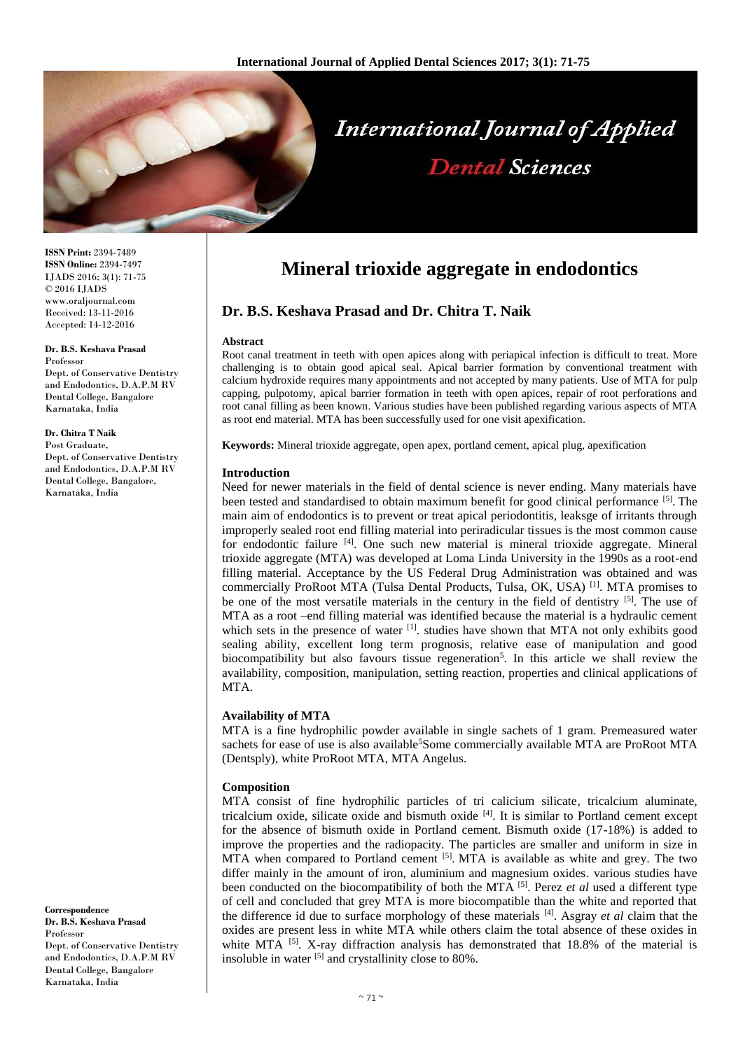# Mineral trioxide aggregate in endodontics

## Dr. B.S. Keshava Prasad and Dr. Chitra T. Naik

**ISSN Print:** 2394-7489
**ISSN Online:** 2394-7497
IJADS 2016; 3(1): 71-75
© 2016 IJADS
www.oraljournal.com
Received: 13-11-2016
Accepted: 14-12-2016

**Dr. B.S. Keshava Prasad**
Professor
Dept. of Conservative Dentistry and Endodontics, D.A.P.M RV Dental College, Bangalore Karnataka, India

**Dr. Chitra T Naik**
Post Graduate,
Dept. of Conservative Dentistry and Endodontics, D.A.P.M RV Dental College, Bangalore, Karnataka, India

**Correspondence**
**Dr. B.S. Keshava Prasad**
Professor
Dept. of Conservative Dentistry and Endodontics, D.A.P.M RV Dental College, Bangalore Karnataka, India

#### Abstract

Root canal treatment in teeth with open apices along with periapical infection is difficult to treat. More challenging is to obtain good apical seal. Apical barrier formation by conventional treatment with calcium hydroxide requires many appointments and not accepted by many patients. Use of MTA for pulp capping, pulpotomy, apical barrier formation in teeth with open apices, repair of root perforations and root canal filling as been known. Various studies have been published regarding various aspects of MTA as root end material. MTA has been successfully used for one visit apexification.

**Keywords:** Mineral trioxide aggregate, open apex, portland cement, apical plug, apexification

### Introduction

Need for newer materials in the field of dental science is never ending. Many materials have been tested and standardised to obtain maximum benefit for good clinical performance [5]. The main aim of endodontics is to prevent or treat apical periodontitis, leaksge of irritants through improperly sealed root end filling material into periradicular tissues is the most common cause for endodontic failure [4]. One such new material is mineral trioxide aggregate. Mineral trioxide aggregate (MTA) was developed at Loma Linda University in the 1990s as a root-end filling material. Acceptance by the US Federal Drug Administration was obtained and was commercially ProRoot MTA (Tulsa Dental Products, Tulsa, OK, USA) [1]. MTA promises to be one of the most versatile materials in the century in the field of dentistry [5]. The use of MTA as a root –end filling material was identified because the material is a hydraulic cement which sets in the presence of water [1]. studies have shown that MTA not only exhibits good sealing ability, excellent long term prognosis, relative ease of manipulation and good biocompatibility but also favours tissue regeneration[5]. In this article we shall review the availability, composition, manipulation, setting reaction, properties and clinical applications of MTA.

### Availability of MTA

MTA is a fine hydrophilic powder available in single sachets of 1 gram. Premeasured water sachets for ease of use is also available[5]Some commercially available MTA are ProRoot MTA (Dentsply), white ProRoot MTA, MTA Angelus.

### Composition

MTA consist of fine hydrophilic particles of tri calicium silicate, tricalcium aluminate, tricalcium oxide, silicate oxide and bismuth oxide [4]. It is similar to Portland cement except for the absence of bismuth oxide in Portland cement. Bismuth oxide (17-18%) is added to improve the properties and the radiopacity. The particles are smaller and uniform in size in MTA when compared to Portland cement [5]. MTA is available as white and grey. The two differ mainly in the amount of iron, aluminium and magnesium oxides. various studies have been conducted on the biocompatibility of both the MTA [5]. Perez *et al* used a different type of cell and concluded that grey MTA is more biocompatible than the white and reported that the difference id due to surface morphology of these materials [4]. Asgray *et al* claim that the oxides are present less in white MTA while others claim the total absence of these oxides in white MTA [5]. X-ray diffraction analysis has demonstrated that 18.8% of the material is insoluble in water [5] and crystallinity close to 80%.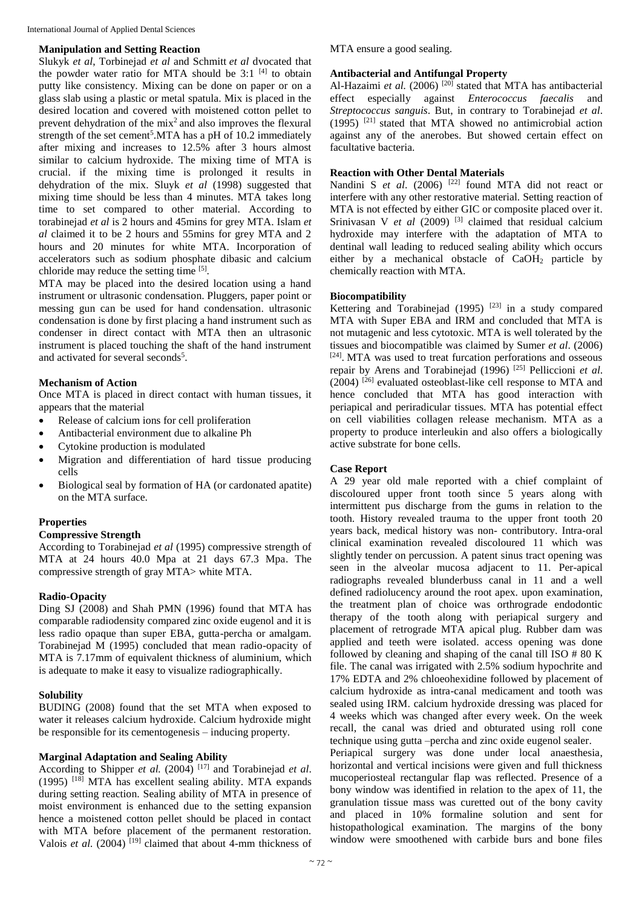### Manipulation and Setting Reaction

Slukyk *et al*, Torbinejad *et al* and Schmitt *et al* dvocated that the powder water ratio for MTA should be 3:1 [4] to obtain putty like consistency. Mixing can be done on paper or on a glass slab using a plastic or metal spatula. Mix is placed in the desired location and covered with moistened cotton pellet to prevent dehydration of the mix[2] and also improves the flexural strength of the set cement[5]. MTA has a pH of 10.2 immediately after mixing and increases to 12.5% after 3 hours almost similar to calcium hydroxide. The mixing time of MTA is crucial. if the mixing time is prolonged it results in dehydration of the mix. Sluyk *et al* (1998) suggested that mixing time should be less than 4 minutes. MTA takes long time to set compared to other material. According to torabinejad *et al* is 2 hours and 45mins for grey MTA. Islam *et al* claimed it to be 2 hours and 55mins for grey MTA and 2 hours and 20 minutes for white MTA. Incorporation of accelerators such as sodium phosphate dibasic and calcium chloride may reduce the setting time [5].

MTA may be placed into the desired location using a hand instrument or ultrasonic condensation. Pluggers, paper point or messing gun can be used for hand condensation. ultrasonic condensation is done by first placing a hand instrument such as condenser in direct contact with MTA then an ultrasonic instrument is placed touching the shaft of the hand instrument and activated for several seconds[5].

### Mechanism of Action

Once MTA is placed in direct contact with human tissues, it appears that the material

- Release of calcium ions for cell proliferation
- Antibacterial environment due to alkaline Ph
- Cytokine production is modulated
- Migration and differentiation of hard tissue producing cells
- Biological seal by formation of HA (or cardonated apatite) on the MTA surface.

### Properties

#### Compressive Strength

According to Torabinejad *et al* (1995) compressive strength of MTA at 24 hours 40.0 Mpa at 21 days 67.3 Mpa. The compressive strength of gray MTA> white MTA.

#### Radio-Opacity

Ding SJ (2008) and Shah PMN (1996) found that MTA has comparable radiodensity compared zinc oxide eugenol and it is less radio opaque than super EBA, gutta-percha or amalgam. Torabinejad M (1995) concluded that mean radio-opacity of MTA is 7.17mm of equivalent thickness of aluminium, which is adequate to make it easy to visualize radiographically.

#### Solubility

BUDING (2008) found that the set MTA when exposed to water it releases calcium hydroxide. Calcium hydroxide might be responsible for its cementogenesis – inducing property.

#### Marginal Adaptation and Sealing Ability

According to Shipper *et al.* (2004) [17] and Torabinejad *et al*. (1995) [18] MTA has excellent sealing ability. MTA expands during setting reaction. Sealing ability of MTA in presence of moist environment is enhanced due to the setting expansion hence a moistened cotton pellet should be placed in contact with MTA before placement of the permanent restoration. Valois *et al.* (2004) [19] claimed that about 4-mm thickness of MTA ensure a good sealing.

#### Antibacterial and Antifungal Property

Al-Hazaimi *et al.* (2006) [20] stated that MTA has antibacterial effect especially against *Enterococcus faecalis* and *Streptococcus sanguis*. But, in contrary to Torabinejad *et al*. (1995) [21] stated that MTA showed no antimicrobial action against any of the anerobes. But showed certain effect on facultative bacteria.

#### Reaction with Other Dental Materials

Nandini S *et al*. (2006) [22] found MTA did not react or interfere with any other restorative material. Setting reaction of MTA is not effected by either GIC or composite placed over it. Srinivasan V *et al* (2009) [3] claimed that residual calcium hydroxide may interfere with the adaptation of MTA to dentinal wall leading to reduced sealing ability which occurs either by a mechanical obstacle of $CaOH_2$ particle by chemically reaction with MTA.

#### Biocompatibility

Kettering and Torabinejad (1995) [23] in a study compared MTA with Super EBA and IRM and concluded that MTA is not mutagenic and less cytotoxic. MTA is well tolerated by the tissues and biocompatible was claimed by Sumer *et al*. (2006) [24]. MTA was used to treat furcation perforations and osseous repair by Arens and Torabinejad (1996) [25] Pelliccioni *et al*. (2004) [26] evaluated osteoblast-like cell response to MTA and hence concluded that MTA has good interaction with periapical and periradicular tissues. MTA has potential effect on cell viabilities collagen release mechanism. MTA as a property to produce interleukin and also offers a biologically active substrate for bone cells.

### Case Report

A 29 year old male reported with a chief complaint of discoloured upper front tooth since 5 years along with intermittent pus discharge from the gums in relation to the tooth. History revealed trauma to the upper front tooth 20 years back, medical history was non- contributory. Intra-oral clinical examination revealed discoloured 11 which was slightly tender on percussion. A patent sinus tract opening was seen in the alveolar mucosa adjacent to 11. Per-apical radiographs revealed blunderbuss canal in 11 and a well defined radiolucency around the root apex. upon examination, the treatment plan of choice was orthrograde endodontic therapy of the tooth along with periapical surgery and placement of retrograde MTA apical plug. Rubber dam was applied and teeth were isolated. access opening was done followed by cleaning and shaping of the canal till ISO # 80 K file. The canal was irrigated with 2.5% sodium hypochrite and 17% EDTA and 2% chloeohexidine followed by placement of calcium hydroxide as intra-canal medicament and tooth was sealed using IRM. calcium hydroxide dressing was placed for 4 weeks which was changed after every week. On the week recall, the canal was dried and obturated using roll cone technique using gutta –percha and zinc oxide eugenol sealer.

Periapical surgery was done under local anaesthesia, horizontal and vertical incisions were given and full thickness mucoperiosteal rectangular flap was reflected. Presence of a bony window was identified in relation to the apex of 11, the granulation tissue mass was curetted out of the bony cavity and placed in 10% formaline solution and sent for histopathological examination. The margins of the bony window were smoothened with carbide burs and bone files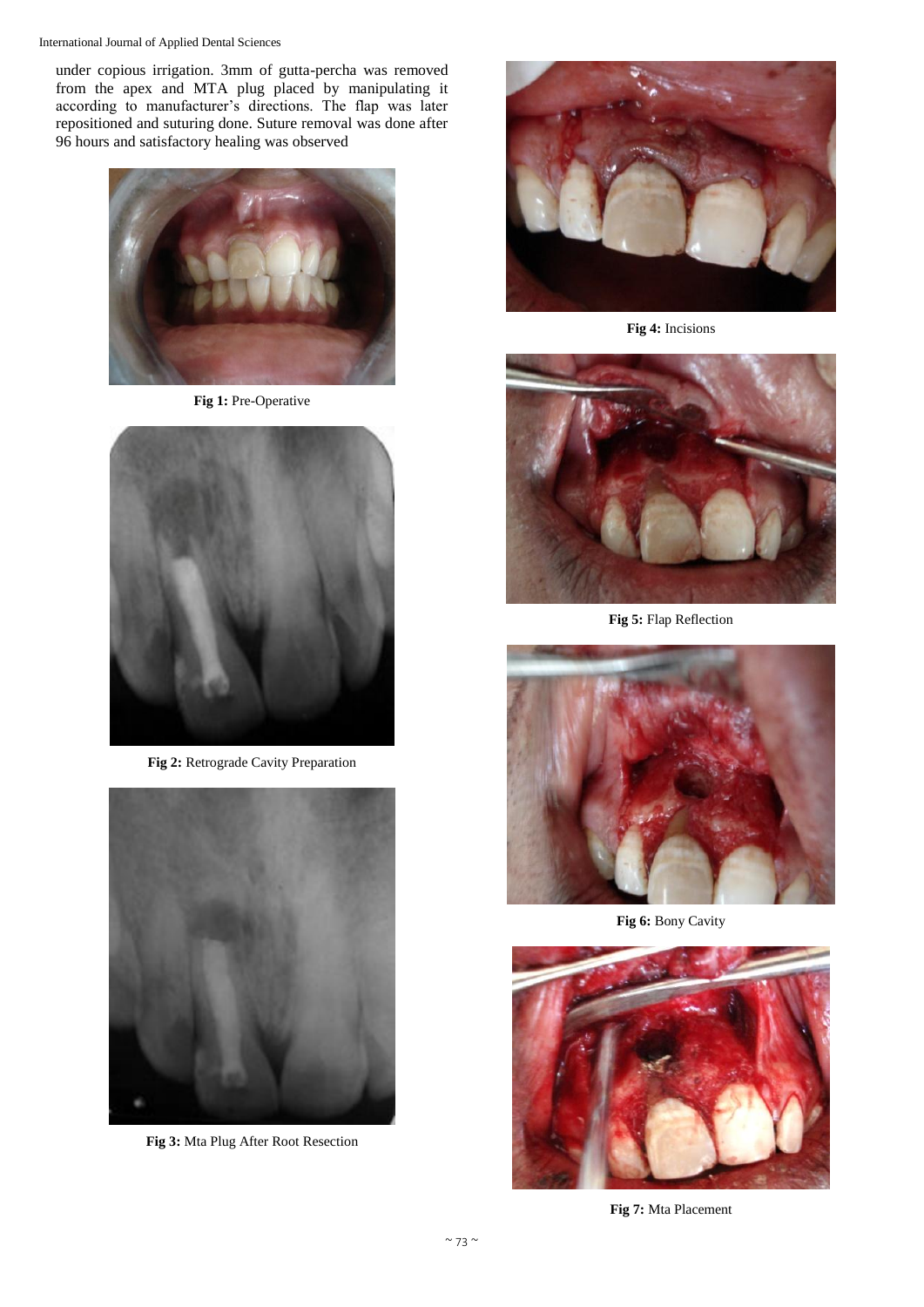under copious irrigation. 3mm of gutta-percha was removed from the apex and MTA plug placed by manipulating it according to manufacturer's directions. The flap was later repositioned and suturing done. Suture removal was done after 96 hours and satisfactory healing was observed

**Fig 1:** Pre-Operative

**Fig 2:** Retrograde Cavity Preparation

**Fig 3:** Mta Plug After Root Resection

**Fig 4:** Incisions

**Fig 5:** Flap Reflection

**Fig 6:** Bony Cavity

**Fig 7:** Mta Placement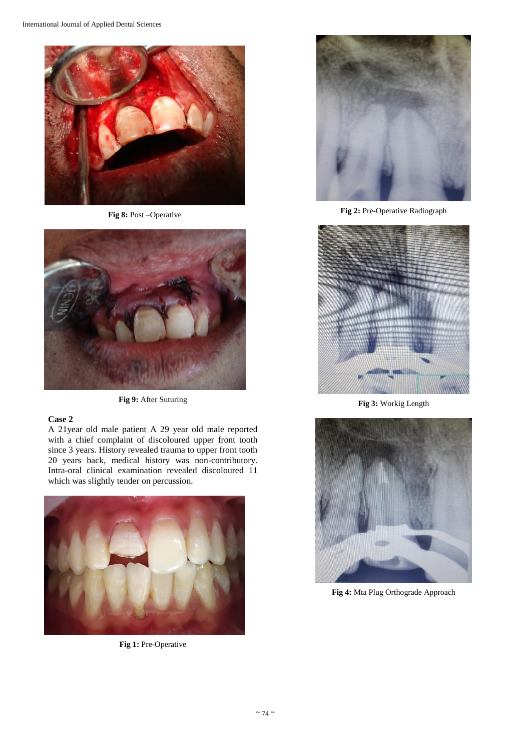Fig 8: Post –Operative

Fig 9: After Suturing

**Case 2**

A 21year old male patient A 29 year old male reported with a chief complaint of discoloured upper front tooth since 3 years. History revealed trauma to upper front tooth 20 years back, medical history was non-contributory. Intra-oral clinical examination revealed discoloured 11 which was slightly tender on percussion.

Fig 1: Pre-Operative

Fig 2: Pre-Operative Radiograph

Fig 3: Workig Length

Fig 4: Mta Plug Orthograde Approach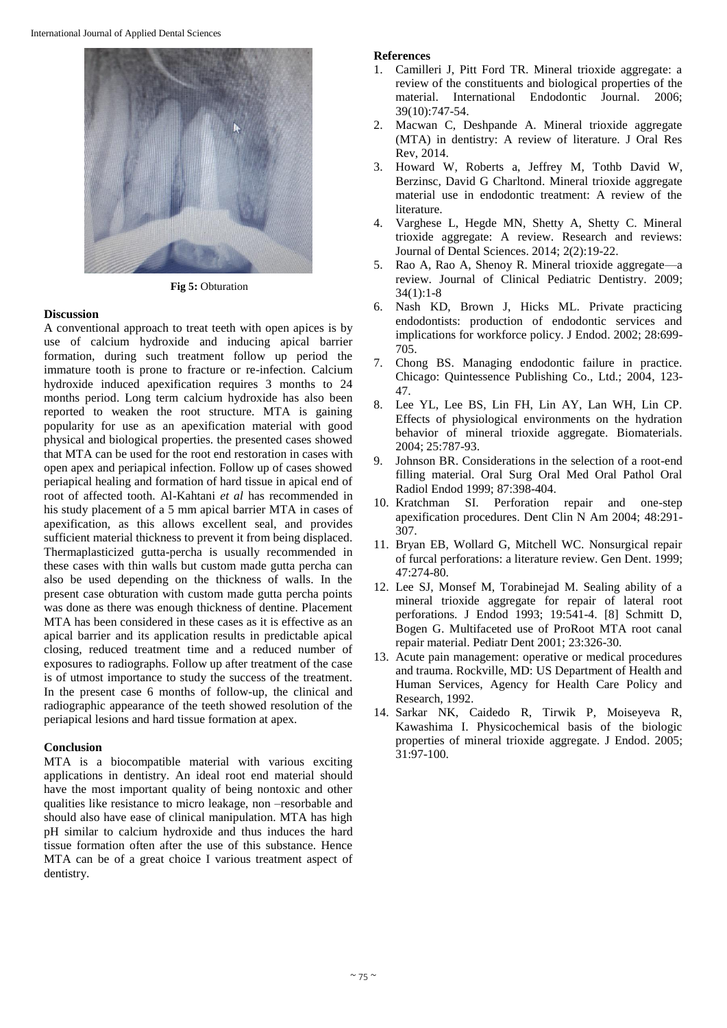Fig 5: Obturation

## Discussion

A conventional approach to treat teeth with open apices is by use of calcium hydroxide and inducing apical barrier formation, during such treatment follow up period the immature tooth is prone to fracture or re-infection. Calcium hydroxide induced apexification requires 3 months to 24 months period. Long term calcium hydroxide has also been reported to weaken the root structure. MTA is gaining popularity for use as an apexification material with good physical and biological properties. the presented cases showed that MTA can be used for the root end restoration in cases with open apex and periapical infection. Follow up of cases showed periapical healing and formation of hard tissue in apical end of root of affected tooth. Al-Kahtani *et al* has recommended in his study placement of a 5 mm apical barrier MTA in cases of apexification, as this allows excellent seal, and provides sufficient material thickness to prevent it from being displaced. Thermaplasticized gutta-percha is usually recommended in these cases with thin walls but custom made gutta percha can also be used depending on the thickness of walls. In the present case obturation with custom made gutta percha points was done as there was enough thickness of dentine. Placement MTA has been considered in these cases as it is effective as an apical barrier and its application results in predictable apical closing, reduced treatment time and a reduced number of exposures to radiographs. Follow up after treatment of the case is of utmost importance to study the success of the treatment. In the present case 6 months of follow-up, the clinical and radiographic appearance of the teeth showed resolution of the periapical lesions and hard tissue formation at apex.

## Conclusion

MTA is a biocompatible material with various exciting applications in dentistry. An ideal root end material should have the most important quality of being nontoxic and other qualities like resistance to micro leakage, non –resorbable and should also have ease of clinical manipulation. MTA has high pH similar to calcium hydroxide and thus induces the hard tissue formation often after the use of this substance. Hence MTA can be of a great choice I various treatment aspect of dentistry.

## References

1. Camilleri J, Pitt Ford TR. Mineral trioxide aggregate: a review of the constituents and biological properties of the material. International Endodontic Journal. 2006; 39(10):747-54.
2. Macwan C, Deshpande A. Mineral trioxide aggregate (MTA) in dentistry: A review of literature. J Oral Res Rev, 2014.
3. Howard W, Roberts a, Jeffrey M, Tothb David W, Berzinsc, David G Charltond. Mineral trioxide aggregate material use in endodontic treatment: A review of the literature.
4. Varghese L, Hegde MN, Shetty A, Shetty C. Mineral trioxide aggregate: A review. Research and reviews: Journal of Dental Sciences. 2014; 2(2):19-22.
5. Rao A, Rao A, Shenoy R. Mineral trioxide aggregate—a review. Journal of Clinical Pediatric Dentistry. 2009; 34(1):1-8
6. Nash KD, Brown J, Hicks ML. Private practicing endodontists: production of endodontic services and implications for workforce policy. J Endod. 2002; 28:699-705.
7. Chong BS. Managing endodontic failure in practice. Chicago: Quintessence Publishing Co., Ltd.; 2004, 123-47.
8. Lee YL, Lee BS, Lin FH, Lin AY, Lan WH, Lin CP. Effects of physiological environments on the hydration behavior of mineral trioxide aggregate. Biomaterials. 2004; 25:787-93.
9. Johnson BR. Considerations in the selection of a root-end filling material. Oral Surg Oral Med Oral Pathol Oral Radiol Endod 1999; 87:398-404.
10. Kratchman SI. Perforation repair and one-step apexification procedures. Dent Clin N Am 2004; 48:291-307.
11. Bryan EB, Wollard G, Mitchell WC. Nonsurgical repair of furcal perforations: a literature review. Gen Dent. 1999; 47:274-80.
12. Lee SJ, Monsef M, Torabinejad M. Sealing ability of a mineral trioxide aggregate for repair of lateral root perforations. J Endod 1993; 19:541-4. [8] Schmitt D, Bogen G. Multifaceted use of ProRoot MTA root canal repair material. Pediatr Dent 2001; 23:326-30.
13. Acute pain management: operative or medical procedures and trauma. Rockville, MD: US Department of Health and Human Services, Agency for Health Care Policy and Research, 1992.
14. Sarkar NK, Caidedo R, Tirwik P, Moiseyeva R, Kawashima I. Physicochemical basis of the biologic properties of mineral trioxide aggregate. J Endod. 2005; 31:97-100.